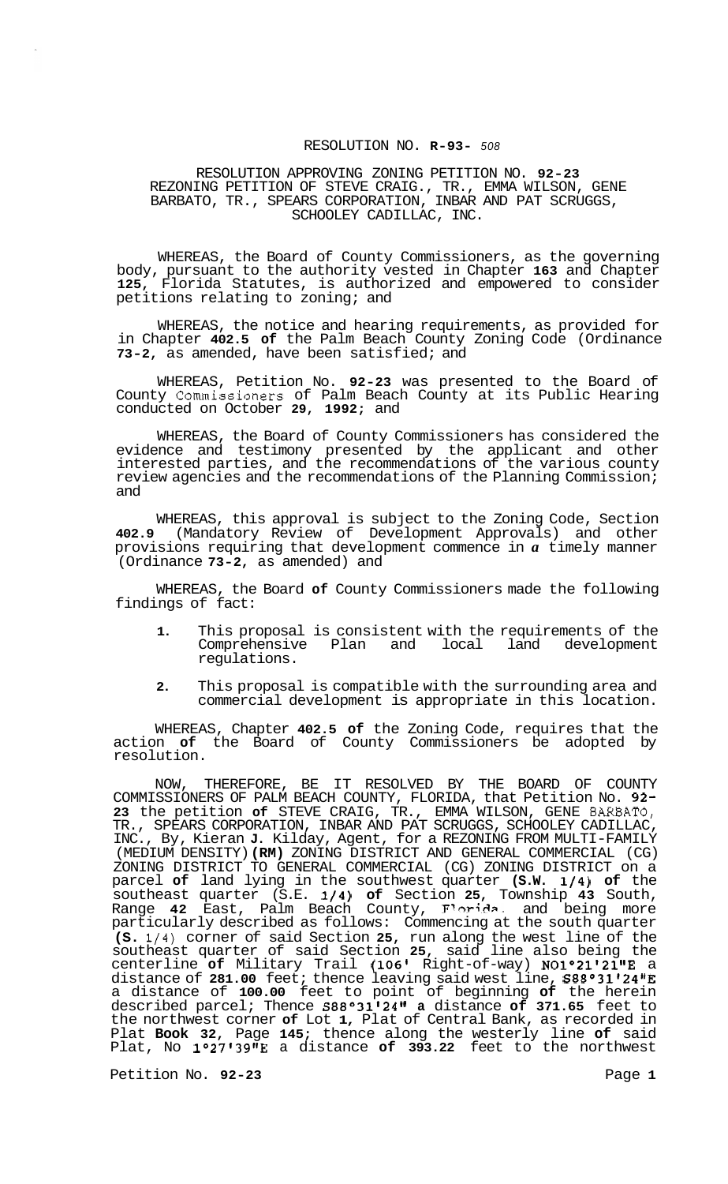RESOLUTION NO. R-93- 508

RESOLUTION APPROVING ZONING PETITION NO. 92-23
REZONING PETITION OF STEVE CRAIG., TR., EMMA WILSON, GENE BARBATO, TR., SPEARS CORPORATION, INBAR AND PAT SCRUGGS, SCHOOLEY CADILLAC, INC.

WHEREAS, the Board of County Commissioners, as the governing body, pursuant to the authority vested in Chapter 163 and Chapter 125, Florida Statutes, is authorized and empowered to consider petitions relating to zoning; and

WHEREAS, the notice and hearing requirements, as provided for in Chapter 402.5 of the Palm Beach County Zoning Code (Ordinance 73-2, as amended, have been satisfied; and

WHEREAS, Petition No. 92-23 was presented to the Board of County Commissioners of Palm Beach County at its Public Hearing conducted on October 29, 1992; and

WHEREAS, the Board of County Commissioners has considered the evidence and testimony presented by the applicant and other interested parties, and the recommendations of the various county review agencies and the recommendations of the Planning Commission; and

WHEREAS, this approval is subject to the Zoning Code, Section 402.9 (Mandatory Review of Development Approvals) and other provisions requiring that development commence in a timely manner (Ordinance 73-2, as amended) and

WHEREAS, the Board of County Commissioners made the following findings of fact:

1. This proposal is consistent with the requirements of the Comprehensive Plan and local land development regulations.

2. This proposal is compatible with the surrounding area and commercial development is appropriate in this location.

WHEREAS, Chapter 402.5 of the Zoning Code, requires that the action of the Board of County Commissioners be adopted by resolution.

NOW, THEREFORE, BE IT RESOLVED BY THE BOARD OF COUNTY COMMISSIONERS OF PALM BEACH COUNTY, FLORIDA, that Petition No. 92-23 the petition of STEVE CRAIG, TR., EMMA WILSON, GENE BARBATO, TR., SPEARS CORPORATION, INBAR AND PAT SCRUGGS, SCHOOLEY CADILLAC, INC., By, Kieran J. Kilday, Agent, for a REZONING FROM MULTI-FAMILY (MEDIUM DENSITY) (RM) ZONING DISTRICT AND GENERAL COMMERCIAL (CG) ZONING DISTRICT TO GENERAL COMMERCIAL (CG) ZONING DISTRICT on a parcel of land lying in the southwest quarter (S.W. 1/4) of the southeast quarter (S.E. 1/4) of Section 25, Township 43 South, Range 42 East, Palm Beach County, Florida, and being more particularly described as follows: Commencing at the south quarter (S. 1/4) corner of said Section 25, run along the west line of the southeast quarter of said Section 25, said line also being the centerline of Military Trail (106' Right-of-way) N01°21'21"E a distance of 281.00 feet; thence leaving said west line, S88°31'24"E a distance of 100.00 feet to point of beginning of the herein described parcel; Thence S88°31'24" a distance of 371.65 feet to the northwest corner of Lot 1, Plat of Central Bank, as recorded in Plat Book 32, Page 145; thence along the westerly line of said Plat, No 1°27'39"E a distance of 393.22 feet to the northwest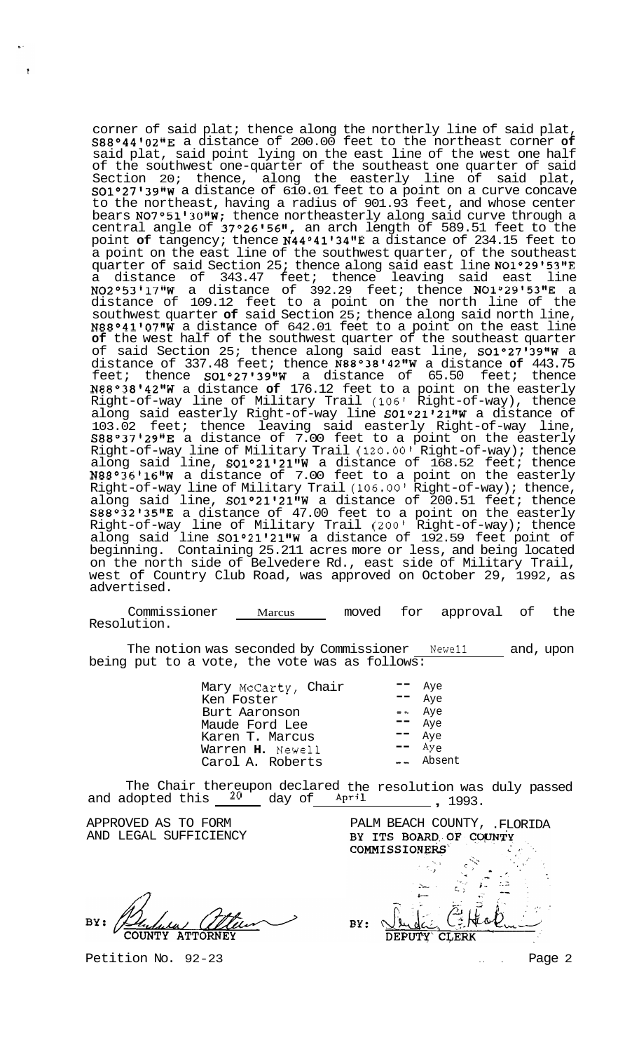corner of said plat; thence along the northerly line of said plat, S88°44'02"E a distance of 200.00 feet to the northeast corner of said plat, said point lying on the east line of the west one half of the southwest one-quarter of the southeast one quarter of said Section 20; thence, along the easterly line of said plat, S01°27'39"W a distance of 610.01 feet to a point on a curve concave to the northeast, having a radius of 901.93 feet, and whose center bears N07°51'30"W; thence northeasterly along said curve through a central angle of 37°26'56", an arch length of 589.51 feet to the point of tangency; thence N44°41'34"E a distance of 234.15 feet to a point on the east line of the southwest quarter, of the southeast quarter of said Section 25; thence along said east line N01°29'53"E a distance of 343.47 feet; thence leaving said east line N02°53'17"W a distance of 392.29 feet; thence N01°29'53"E a distance of 109.12 feet to a point on the north line of the southwest quarter of said Section 25; thence along said north line, N88°41'07"W a distance of 642.01 feet to a point on the east line of the west half of the southwest quarter of the southeast quarter of said Section 25; thence along said east line, S01°27'39"W a distance of 337.48 feet; thence N88°38'42"W a distance of 443.75 feet; thence S01°27'39"W a distance of 65.50 feet; thence N88°38'42"W a distance of 176.12 feet to a point on the easterly Right-of-way line of Military Trail (106' Right-of-way), thence along said easterly Right-of-way line S01°21'21"W a distance of 103.02 feet; thence leaving said easterly Right-of-way line, S88°37'29"E a distance of 7.00 feet to a point on the easterly Right-of-way line of Military Trail (120.00' Right-of-way); thence along said line, S01°21'21"W a distance of 168.52 feet; thence N88°36'16"W a distance of 7.00 feet to a point on the easterly Right-of-way line of Military Trail (106.00' Right-of-way); thence, along said line, S01°21'21"W a distance of 200.51 feet; thence S88°32'35"E a distance of 47.00 feet to a point on the easterly Right-of-way line of Military Trail (200' Right-of-way); thence along said line S01°21'21"W a distance of 192.59 feet point of beginning. Containing 25.211 acres more or less, and being located on the north side of Belvedere Rd., east side of Military Trail, west of Country Club Road, was approved on October 29, 1992, as advertised.

Commissioner Marcus moved for approval of the Resolution.

The notion was seconded by Commissioner Newell and, upon being put to a vote, the vote was as follows:

| | |
|---|---|
| Mary McCarty, Chair | -- Aye |
| Ken Foster | -- Aye |
| Burt Aaronson | -- Aye |
| Maude Ford Lee | -- Aye |
| Karen T. Marcus | -- Aye |
| Warren H. Newell | -- Aye |
| Carol A. Roberts | -- Absent |

The Chair thereupon declared the resolution was duly passed and adopted this 20 day of April, 1993.

APPROVED AS TO FORM AND LEGAL SUFFICIENCY

BY: COUNTY ATTORNEY

PALM BEACH COUNTY, FLORIDA BY ITS BOARD OF COUNTY COMMISSIONERS

BY: DEPUTY CLERK

Petition No. 92-23